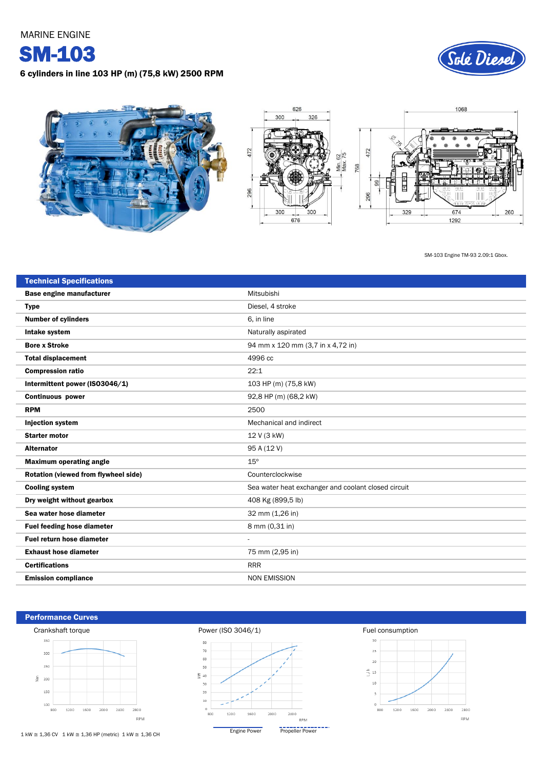MARINE ENGINE

# SM-103

**6 cylinders in line 103 HP (m) (75,8 kW) 2500 RPM**

SM-103 Engine TM-93 2.09:1 Gbox.

## Technical Specifications

| | |
|---|---|
| **Base engine manufacturer** | Mitsubishi |
| **Type** | Diesel, 4 stroke |
| **Number of cylinders** | 6, in line |
| **Intake system** | Naturally aspirated |
| **Bore x Stroke** | 94 mm x 120 mm (3,7 in x 4,72 in) |
| **Total displacement** | 4996 cc |
| **Compression ratio** | 22:1 |
| **Intermittent power (ISO3046/1)** | 103 HP (m) (75,8 kW) |
| **Continuous power** | 92,8 HP (m) (68,2 kW) |
| **RPM** | 2500 |
| **Injection system** | Mechanical and indirect |
| **Starter motor** | 12 V (3 kW) |
| **Alternator** | 95 A (12 V) |
| **Maximum operating angle** | 15º |
| **Rotation (viewed from flywheel side)** | Counterclockwise |
| **Cooling system** | Sea water heat exchanger and coolant closed circuit |
| **Dry weight without gearbox** | 408 Kg (899,5 lb) |
| **Sea water hose diameter** | 32 mm (1,26 in) |
| **Fuel feeding hose diameter** | 8 mm (0,31 in) |
| **Fuel return hose diameter** | - |
| **Exhaust hose diameter** | 75 mm (2,95 in) |
| **Certifications** | RRR |
| **Emission compliance** | NON EMISSION |

## Performance Curves

Crankshaft torque

Power (ISO 3046/1)

Engine Power — Propeller Power

Fuel consumption

1 kW ≅ 1,36 CV 1 kW ≅ 1,36 HP (metric) 1 kW ≅ 1,36 CH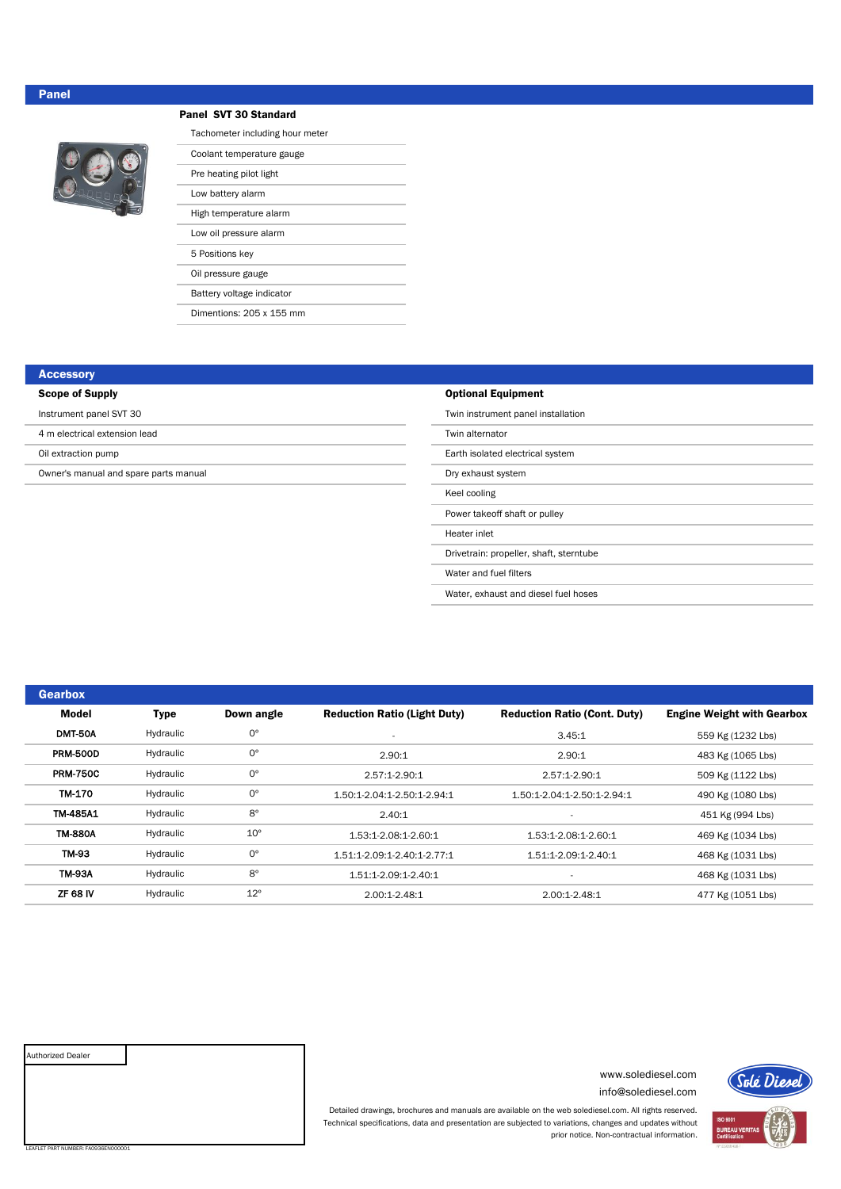## Panel

### Panel SVT 30 Standard

| |
|---|
| Tachometer including hour meter |
| Coolant temperature gauge |
| Pre heating pilot light |
| Low battery alarm |
| High temperature alarm |
| Low oil pressure alarm |
| 5 Positions key |
| Oil pressure gauge |
| Battery voltage indicator |
| Dimentions: 205 x 155 mm |

## Accessory

### Scope of Supply

| |
|---|
| Instrument panel SVT 30 |
| 4 m electrical extension lead |
| Oil extraction pump |
| Owner's manual and spare parts manual |

### Optional Equipment

| |
|---|
| Twin instrument panel installation |
| Twin alternator |
| Earth isolated electrical system |
| Dry exhaust system |
| Keel cooling |
| Power takeoff shaft or pulley |
| Heater inlet |
| Drivetrain: propeller, shaft, sterntube |
| Water and fuel filters |
| Water, exhaust and diesel fuel hoses |

## Gearbox

| Model | Type | Down angle | Reduction Ratio (Light Duty) | Reduction Ratio (Cont. Duty) | Engine Weight with Gearbox |
|---|---|---|---|---|---|
| DMT-50A | Hydraulic | 0° | - | 3.45:1 | 559 Kg (1232 Lbs) |
| PRM-500D | Hydraulic | 0° | 2.90:1 | 2.90:1 | 483 Kg (1065 Lbs) |
| PRM-750C | Hydraulic | 0° | 2.57:1-2.90:1 | 2.57:1-2.90:1 | 509 Kg (1122 Lbs) |
| TM-170 | Hydraulic | 0° | 1.50:1-2.04:1-2.50:1-2.94:1 | 1.50:1-2.04:1-2.50:1-2.94:1 | 490 Kg (1080 Lbs) |
| TM-485A1 | Hydraulic | 8° | 2.40:1 | - | 451 Kg (994 Lbs) |
| TM-880A | Hydraulic | 10° | 1.53:1-2.08:1-2.60:1 | 1.53:1-2.08:1-2.60:1 | 469 Kg (1034 Lbs) |
| TM-93 | Hydraulic | 0° | 1.51:1-2.09:1-2.40:1-2.77:1 | 1.51:1-2.09:1-2.40:1 | 468 Kg (1031 Lbs) |
| TM-93A | Hydraulic | 8° | 1.51:1-2.09:1-2.40:1 | - | 468 Kg (1031 Lbs) |
| ZF 68 IV | Hydraulic | 12° | 2.00:1-2.48:1 | 2.00:1-2.48:1 | 477 Kg (1051 Lbs) |

Authorized Dealer

LEAFLET PART NUMBER: FA0936EN000001

www.solediesel.com

info@solediesel.com

Detailed drawings, brochures and manuals are available on the web solediesel.com. All rights reserved. Technical specifications, data and presentation are subjected to variations, changes and updates without prior notice. Non-contractual information.